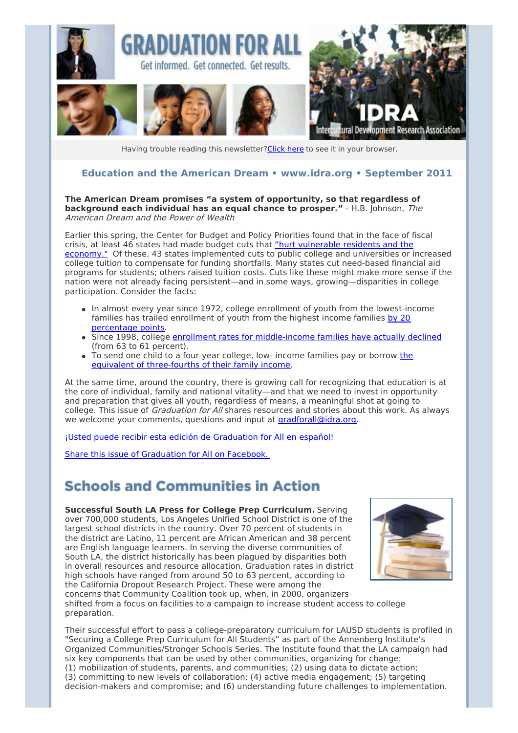# GRADUATION FOR ALL

Get informed. Get connected. Get results.

IDRA Intercultural Development Research Association

Having trouble reading this newsletter? Click here to see it in your browser.

### Education and the American Dream • www.idra.org • September 2011

**The American Dream promises "a system of opportunity, so that regardless of background each individual has an equal chance to prosper."** - H.B. Johnson, *The American Dream and the Power of Wealth*

Earlier this spring, the Center for Budget and Policy Priorities found that in the face of fiscal crisis, at least 46 states had made budget cuts that "hurt vulnerable residents and the economy." Of these, 43 states implemented cuts to public college and universities or increased college tuition to compensate for funding shortfalls. Many states cut need-based financial aid programs for students; others raised tuition costs. Cuts like these might make more sense if the nation were not already facing persistent—and in some ways, growing—disparities in college participation. Consider the facts:

- In almost every year since 1972, college enrollment of youth from the lowest-income families has trailed enrollment of youth from the highest income families by 20 percentage points.
- Since 1998, college enrollment rates for middle-income families have actually declined (from 63 to 61 percent).
- To send one child to a four-year college, low- income families pay or borrow the equivalent of three-fourths of their family income.

At the same time, around the country, there is growing call for recognizing that education is at the core of individual, family and national vitality—and that we need to invest in opportunity and preparation that gives all youth, regardless of means, a meaningful shot at going to college. This issue of *Graduation for All* shares resources and stories about this work. As always we welcome your comments, questions and input at gradforall@idra.org.

¡Usted puede recibir esta edición de Graduation for All en español!

Share this issue of Graduation for All on Facebook.

## Schools and Communities in Action

**Successful South LA Press for College Prep Curriculum.** Serving over 700,000 students, Los Angeles Unified School District is one of the largest school districts in the country. Over 70 percent of students in the district are Latino, 11 percent are African American and 38 percent are English language learners. In serving the diverse communities of South LA, the district historically has been plagued by disparities both in overall resources and resource allocation. Graduation rates in district high schools have ranged from around 50 to 63 percent, according to the California Dropout Research Project. These were among the concerns that Community Coalition took up, when, in 2000, organizers shifted from a focus on facilities to a campaign to increase student access to college preparation.

Their successful effort to pass a college-preparatory curriculum for LAUSD students is profiled in "Securing a College Prep Curriculum for All Students" as part of the Annenberg Institute's Organized Communities/Stronger Schools Series. The Institute found that the LA campaign had six key components that can be used by other communities, organizing for change: (1) mobilization of students, parents, and communities; (2) using data to dictate action; (3) committing to new levels of collaboration; (4) active media engagement; (5) targeting decision-makers and compromise; and (6) understanding future challenges to implementation.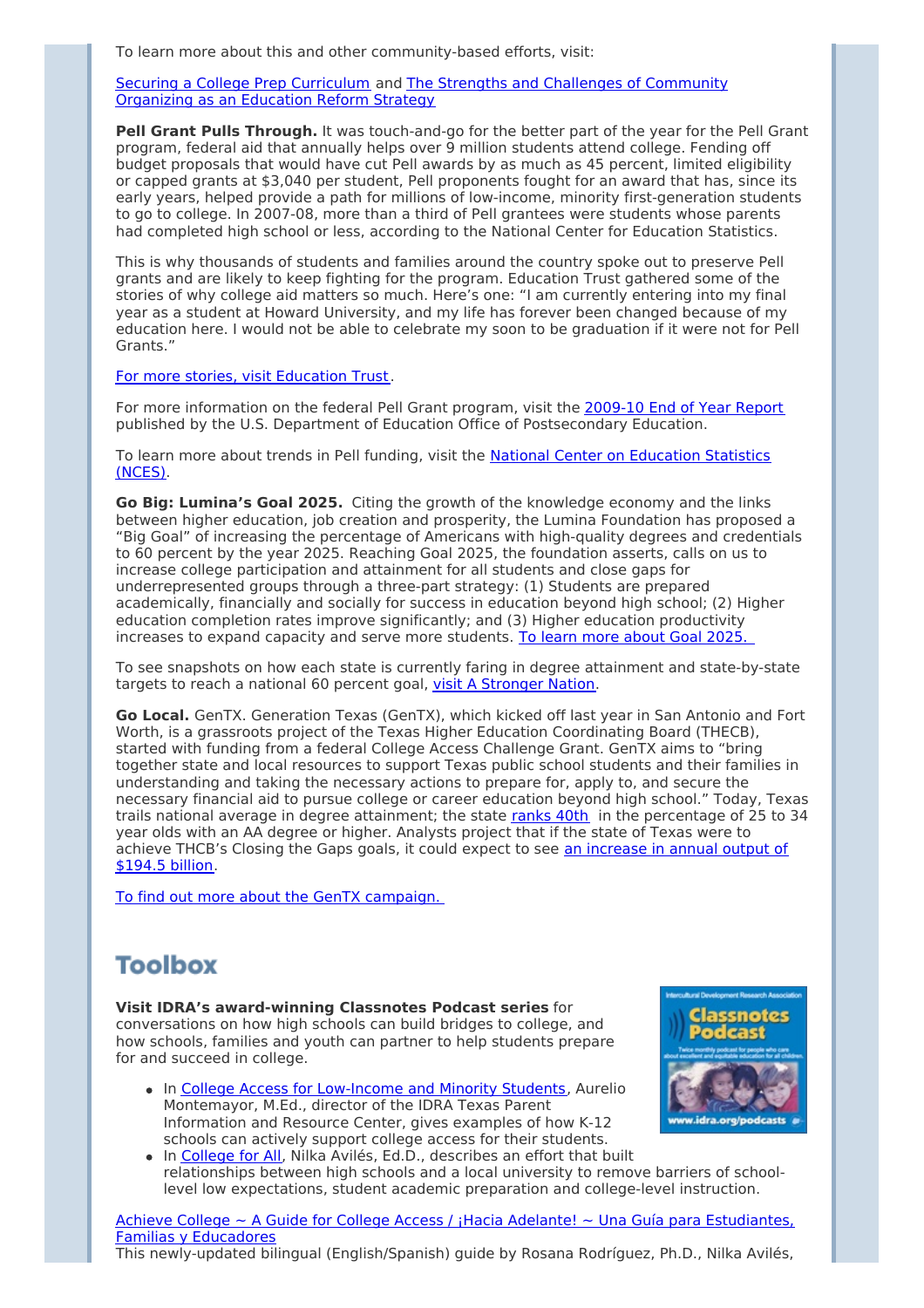To learn more about this and other community-based efforts, visit:

[Securing a College Prep Curriculum](#) and [The Strengths and Challenges of Community Organizing as an Education Reform Strategy](#)

**Pell Grant Pulls Through.** It was touch-and-go for the better part of the year for the Pell Grant program, federal aid that annually helps over 9 million students attend college. Fending off budget proposals that would have cut Pell awards by as much as 45 percent, limited eligibility or capped grants at $3,040 per student, Pell proponents fought for an award that has, since its early years, helped provide a path for millions of low-income, minority first-generation students to go to college. In 2007-08, more than a third of Pell grantees were students whose parents had completed high school or less, according to the National Center for Education Statistics.

This is why thousands of students and families around the country spoke out to preserve Pell grants and are likely to keep fighting for the program. Education Trust gathered some of the stories of why college aid matters so much. Here's one: "I am currently entering into my final year as a student at Howard University, and my life has forever been changed because of my education here. I would not be able to celebrate my soon to be graduation if it were not for Pell Grants."

[For more stories, visit Education Trust](#).

For more information on the federal Pell Grant program, visit the [2009-10 End of Year Report](#) published by the U.S. Department of Education Office of Postsecondary Education.

To learn more about trends in Pell funding, visit the [National Center on Education Statistics (NCES)](#).

**Go Big: Lumina's Goal 2025.** Citing the growth of the knowledge economy and the links between higher education, job creation and prosperity, the Lumina Foundation has proposed a "Big Goal" of increasing the percentage of Americans with high-quality degrees and credentials to 60 percent by the year 2025. Reaching Goal 2025, the foundation asserts, calls on us to increase college participation and attainment for all students and close gaps for underrepresented groups through a three-part strategy: (1) Students are prepared academically, financially and socially for success in education beyond high school; (2) Higher education completion rates improve significantly; and (3) Higher education productivity increases to expand capacity and serve more students. [To learn more about Goal 2025.](#)

To see snapshots on how each state is currently faring in degree attainment and state-by-state targets to reach a national 60 percent goal, [visit A Stronger Nation](#).

**Go Local.** GenTX. Generation Texas (GenTX), which kicked off last year in San Antonio and Fort Worth, is a grassroots project of the Texas Higher Education Coordinating Board (THECB), started with funding from a federal College Access Challenge Grant. GenTX aims to "bring together state and local resources to support Texas public school students and their families in understanding and taking the necessary actions to prepare for, apply to, and secure the necessary financial aid to pursue college or career education beyond high school." Today, Texas trails national average in degree attainment; the state [ranks 40th](#) in the percentage of 25 to 34 year olds with an AA degree or higher. Analysts project that if the state of Texas were to achieve THCB's Closing the Gaps goals, it could expect to see [an increase in annual output of $194.5 billion](#).

[To find out more about the GenTX campaign.](#)

## Toolbox

**Visit IDRA's award-winning Classnotes Podcast series** for conversations on how high schools can build bridges to college, and how schools, families and youth can partner to help students prepare for and succeed in college.

- In [College Access for Low-Income and Minority Students](#), Aurelio Montemayor, M.Ed., director of the IDRA Texas Parent Information and Resource Center, gives examples of how K-12 schools can actively support college access for their students.
- In [College for All](#), Nilka Avilés, Ed.D., describes an effort that built relationships between high schools and a local university to remove barriers of school-level low expectations, student academic preparation and college-level instruction.

[Achieve College ~ A Guide for College Access / ¡Hacia Adelante! ~ Una Guía para Estudiantes, Familias y Educadores](#)
This newly-updated bilingual (English/Spanish) guide by Rosana Rodríguez, Ph.D., Nilka Avilés,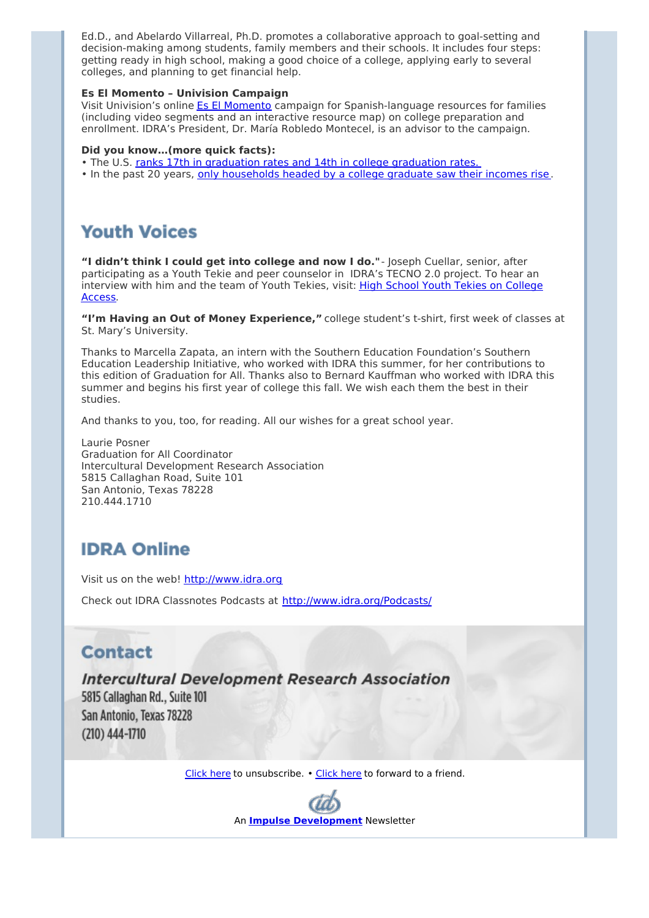Ed.D., and Abelardo Villarreal, Ph.D. promotes a collaborative approach to goal-setting and decision-making among students, family members and their schools. It includes four steps: getting ready in high school, making a good choice of a college, applying early to several colleges, and planning to get financial help.

**Es El Momento – Univision Campaign**
Visit Univision's online Es El Momento campaign for Spanish-language resources for families (including video segments and an interactive resource map) on college preparation and enrollment. IDRA's President, Dr. María Robledo Montecel, is an advisor to the campaign.

**Did you know...(more quick facts):**
- The U.S. ranks 17th in graduation rates and 14th in college graduation rates.
- In the past 20 years, only households headed by a college graduate saw their incomes rise.

## Youth Voices

**"I didn't think I could get into college and now I do."** - Joseph Cuellar, senior, after participating as a Youth Tekie and peer counselor in IDRA's TECNO 2.0 project. To hear an interview with him and the team of Youth Tekies, visit: High School Youth Tekies on College Access.

**"I'm Having an Out of Money Experience,"** college student's t-shirt, first week of classes at St. Mary's University.

Thanks to Marcella Zapata, an intern with the Southern Education Foundation's Southern Education Leadership Initiative, who worked with IDRA this summer, for her contributions to this edition of Graduation for All. Thanks also to Bernard Kauffman who worked with IDRA this summer and begins his first year of college this fall. We wish each them the best in their studies.

And thanks to you, too, for reading. All our wishes for a great school year.

Laurie Posner
Graduation for All Coordinator
Intercultural Development Research Association
5815 Callaghan Road, Suite 101
San Antonio, Texas 78228
210.444.1710

## IDRA Online

Visit us on the web! http://www.idra.org

Check out IDRA Classnotes Podcasts at http://www.idra.org/Podcasts/

## Contact

***Intercultural Development Research Association***
5815 Callaghan Rd., Suite 101
San Antonio, Texas 78228
(210) 444-1710

Click here to unsubscribe. • Click here to forward to a friend.

An **Impulse Development** Newsletter